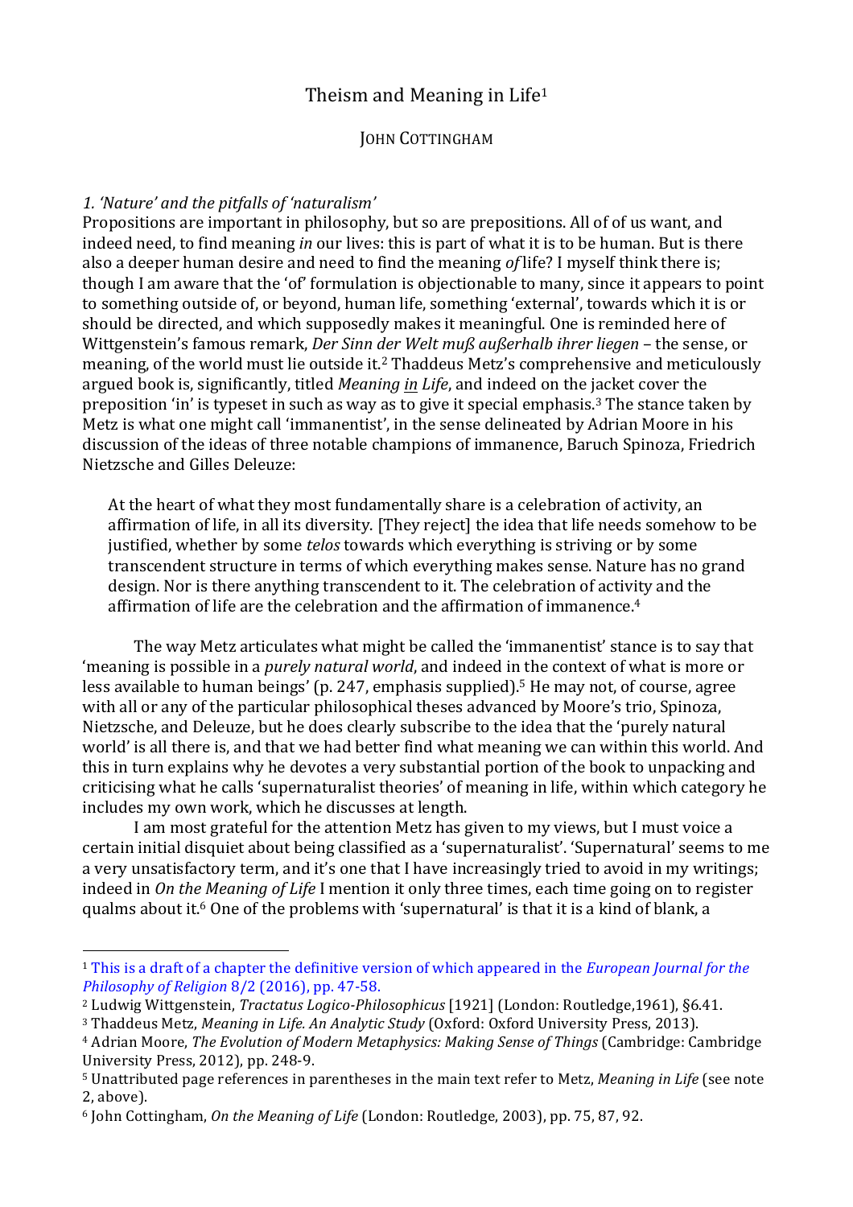# Theism and Meaning in Life[1]

JOHN COTTINGHAM

*1. 'Nature' and the pitfalls of 'naturalism'*

Propositions are important in philosophy, but so are prepositions. All of of us want, and indeed need, to find meaning *in* our lives: this is part of what it is to be human. But is there also a deeper human desire and need to find the meaning *of* life? I myself think there is; though I am aware that the 'of' formulation is objectionable to many, since it appears to point to something outside of, or beyond, human life, something 'external', towards which it is or should be directed, and which supposedly makes it meaningful. One is reminded here of Wittgenstein's famous remark, *Der Sinn der Welt muß außerhalb ihrer liegen* – the sense, or meaning, of the world must lie outside it.[2] Thaddeus Metz's comprehensive and meticulously argued book is, significantly, titled *Meaning <u>in</u> Life*, and indeed on the jacket cover the preposition 'in' is typeset in such as way as to give it special emphasis.[3] The stance taken by Metz is what one might call 'immanentist', in the sense delineated by Adrian Moore in his discussion of the ideas of three notable champions of immanence, Baruch Spinoza, Friedrich Nietzsche and Gilles Deleuze:

> At the heart of what they most fundamentally share is a celebration of activity, an affirmation of life, in all its diversity. [They reject] the idea that life needs somehow to be justified, whether by some *telos* towards which everything is striving or by some transcendent structure in terms of which everything makes sense. Nature has no grand design. Nor is there anything transcendent to it. The celebration of activity and the affirmation of life are the celebration and the affirmation of immanence.[4]

The way Metz articulates what might be called the 'immanentist' stance is to say that 'meaning is possible in a *purely natural world*, and indeed in the context of what is more or less available to human beings' (p. 247, emphasis supplied).[5] He may not, of course, agree with all or any of the particular philosophical theses advanced by Moore's trio, Spinoza, Nietzsche, and Deleuze, but he does clearly subscribe to the idea that the 'purely natural world' is all there is, and that we had better find what meaning we can within this world. And this in turn explains why he devotes a very substantial portion of the book to unpacking and criticising what he calls 'supernaturalist theories' of meaning in life, within which category he includes my own work, which he discusses at length.

I am most grateful for the attention Metz has given to my views, but I must voice a certain initial disquiet about being classified as a 'supernaturalist'. 'Supernatural' seems to me a very unsatisfactory term, and it's one that I have increasingly tried to avoid in my writings; indeed in *On the Meaning of Life* I mention it only three times, each time going on to register qualms about it.[6] One of the problems with 'supernatural' is that it is a kind of blank, a

---

[1] This is a draft of a chapter the definitive version of which appeared in the *European Journal for the Philosophy of Religion* 8/2 (2016), pp. 47-58.

[2] Ludwig Wittgenstein, *Tractatus Logico-Philosophicus* [1921] (London: Routledge,1961), §6.41.

[3] Thaddeus Metz, *Meaning in Life. An Analytic Study* (Oxford: Oxford University Press, 2013).

[4] Adrian Moore, *The Evolution of Modern Metaphysics: Making Sense of Things* (Cambridge: Cambridge University Press, 2012), pp. 248-9.

[5] Unattributed page references in parentheses in the main text refer to Metz, *Meaning in Life* (see note 2, above).

[6] John Cottingham, *On the Meaning of Life* (London: Routledge, 2003), pp. 75, 87, 92.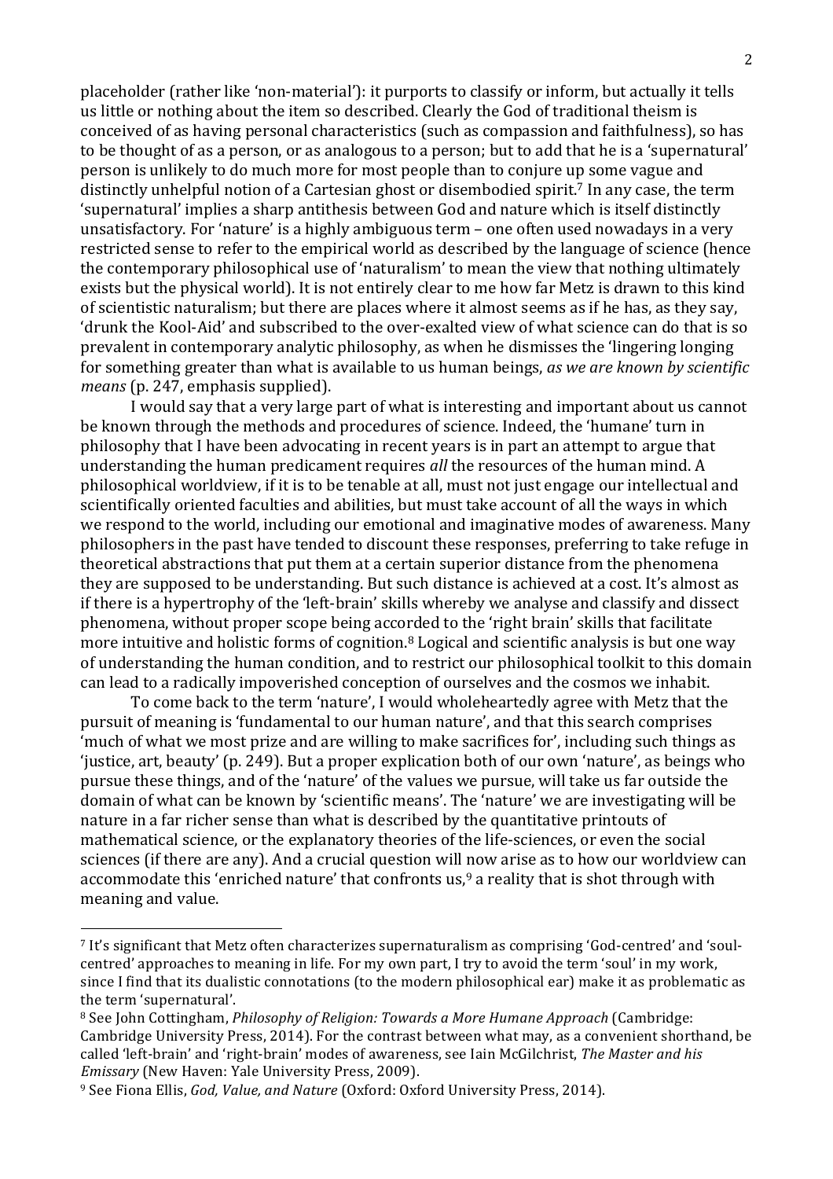placeholder (rather like 'non-material'): it purports to classify or inform, but actually it tells us little or nothing about the item so described. Clearly the God of traditional theism is conceived of as having personal characteristics (such as compassion and faithfulness), so has to be thought of as a person, or as analogous to a person; but to add that he is a 'supernatural' person is unlikely to do much more for most people than to conjure up some vague and distinctly unhelpful notion of a Cartesian ghost or disembodied spirit.[7] In any case, the term 'supernatural' implies a sharp antithesis between God and nature which is itself distinctly unsatisfactory. For 'nature' is a highly ambiguous term – one often used nowadays in a very restricted sense to refer to the empirical world as described by the language of science (hence the contemporary philosophical use of 'naturalism' to mean the view that nothing ultimately exists but the physical world). It is not entirely clear to me how far Metz is drawn to this kind of scientistic naturalism; but there are places where it almost seems as if he has, as they say, 'drunk the Kool-Aid' and subscribed to the over-exalted view of what science can do that is so prevalent in contemporary analytic philosophy, as when he dismisses the 'lingering longing for something greater than what is available to us human beings, *as we are known by scientific means* (p. 247, emphasis supplied).

I would say that a very large part of what is interesting and important about us cannot be known through the methods and procedures of science. Indeed, the 'humane' turn in philosophy that I have been advocating in recent years is in part an attempt to argue that understanding the human predicament requires *all* the resources of the human mind. A philosophical worldview, if it is to be tenable at all, must not just engage our intellectual and scientifically oriented faculties and abilities, but must take account of all the ways in which we respond to the world, including our emotional and imaginative modes of awareness. Many philosophers in the past have tended to discount these responses, preferring to take refuge in theoretical abstractions that put them at a certain superior distance from the phenomena they are supposed to be understanding. But such distance is achieved at a cost. It's almost as if there is a hypertrophy of the 'left-brain' skills whereby we analyse and classify and dissect phenomena, without proper scope being accorded to the 'right brain' skills that facilitate more intuitive and holistic forms of cognition.[8] Logical and scientific analysis is but one way of understanding the human condition, and to restrict our philosophical toolkit to this domain can lead to a radically impoverished conception of ourselves and the cosmos we inhabit.

To come back to the term 'nature', I would wholeheartedly agree with Metz that the pursuit of meaning is 'fundamental to our human nature', and that this search comprises 'much of what we most prize and are willing to make sacrifices for', including such things as 'justice, art, beauty' (p. 249). But a proper explication both of our own 'nature', as beings who pursue these things, and of the 'nature' of the values we pursue, will take us far outside the domain of what can be known by 'scientific means'. The 'nature' we are investigating will be nature in a far richer sense than what is described by the quantitative printouts of mathematical science, or the explanatory theories of the life-sciences, or even the social sciences (if there are any). And a crucial question will now arise as to how our worldview can accommodate this 'enriched nature' that confronts us,[9] a reality that is shot through with meaning and value.

---

[7] It's significant that Metz often characterizes supernaturalism as comprising 'God-centred' and 'soul-centred' approaches to meaning in life. For my own part, I try to avoid the term 'soul' in my work, since I find that its dualistic connotations (to the modern philosophical ear) make it as problematic as the term 'supernatural'.

[8] See John Cottingham, *Philosophy of Religion: Towards a More Humane Approach* (Cambridge: Cambridge University Press, 2014). For the contrast between what may, as a convenient shorthand, be called 'left-brain' and 'right-brain' modes of awareness, see Iain McGilchrist, *The Master and his Emissary* (New Haven: Yale University Press, 2009).

[9] See Fiona Ellis, *God, Value, and Nature* (Oxford: Oxford University Press, 2014).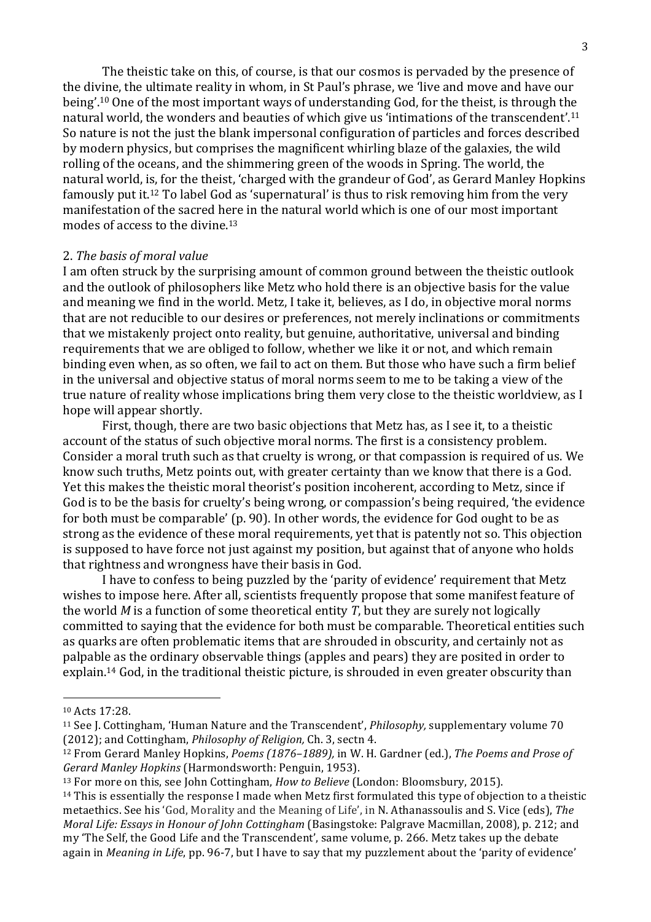The theistic take on this, of course, is that our cosmos is pervaded by the presence of the divine, the ultimate reality in whom, in St Paul's phrase, we 'live and move and have our being'.[10] One of the most important ways of understanding God, for the theist, is through the natural world, the wonders and beauties of which give us 'intimations of the transcendent'.[11] So nature is not the just the blank impersonal configuration of particles and forces described by modern physics, but comprises the magnificent whirling blaze of the galaxies, the wild rolling of the oceans, and the shimmering green of the woods in Spring. The world, the natural world, is, for the theist, 'charged with the grandeur of God', as Gerard Manley Hopkins famously put it.[12] To label God as 'supernatural' is thus to risk removing him from the very manifestation of the sacred here in the natural world which is one of our most important modes of access to the divine.[13]

## 2. *The basis of moral value*

I am often struck by the surprising amount of common ground between the theistic outlook and the outlook of philosophers like Metz who hold there is an objective basis for the value and meaning we find in the world. Metz, I take it, believes, as I do, in objective moral norms that are not reducible to our desires or preferences, not merely inclinations or commitments that we mistakenly project onto reality, but genuine, authoritative, universal and binding requirements that we are obliged to follow, whether we like it or not, and which remain binding even when, as so often, we fail to act on them. But those who have such a firm belief in the universal and objective status of moral norms seem to me to be taking a view of the true nature of reality whose implications bring them very close to the theistic worldview, as I hope will appear shortly.

First, though, there are two basic objections that Metz has, as I see it, to a theistic account of the status of such objective moral norms. The first is a consistency problem. Consider a moral truth such as that cruelty is wrong, or that compassion is required of us. We know such truths, Metz points out, with greater certainty than we know that there is a God. Yet this makes the theistic moral theorist's position incoherent, according to Metz, since if God is to be the basis for cruelty's being wrong, or compassion's being required, 'the evidence for both must be comparable' (p. 90). In other words, the evidence for God ought to be as strong as the evidence of these moral requirements, yet that is patently not so. This objection is supposed to have force not just against my position, but against that of anyone who holds that rightness and wrongness have their basis in God.

I have to confess to being puzzled by the 'parity of evidence' requirement that Metz wishes to impose here. After all, scientists frequently propose that some manifest feature of the world *M* is a function of some theoretical entity *T*, but they are surely not logically committed to saying that the evidence for both must be comparable. Theoretical entities such as quarks are often problematic items that are shrouded in obscurity, and certainly not as palpable as the ordinary observable things (apples and pears) they are posited in order to explain.[14] God, in the traditional theistic picture, is shrouded in even greater obscurity than

---

[10] Acts 17:28.

[11] See J. Cottingham, 'Human Nature and the Transcendent', *Philosophy,* supplementary volume 70 (2012); and Cottingham, *Philosophy of Religion,* Ch. 3, sectn 4.

[12] From Gerard Manley Hopkins, *Poems (1876–1889),* in W. H. Gardner (ed.), *The Poems and Prose of Gerard Manley Hopkins* (Harmondsworth: Penguin, 1953).

[13] For more on this, see John Cottingham, *How to Believe* (London: Bloomsbury, 2015).

[14] This is essentially the response I made when Metz first formulated this type of objection to a theistic metaethics. See his 'God, Morality and the Meaning of Life', in N. Athanassoulis and S. Vice (eds), *The Moral Life: Essays in Honour of John Cottingham* (Basingstoke: Palgrave Macmillan, 2008), p. 212; and my 'The Self, the Good Life and the Transcendent', same volume, p. 266. Metz takes up the debate again in *Meaning in Life*, pp. 96-7, but I have to say that my puzzlement about the 'parity of evidence'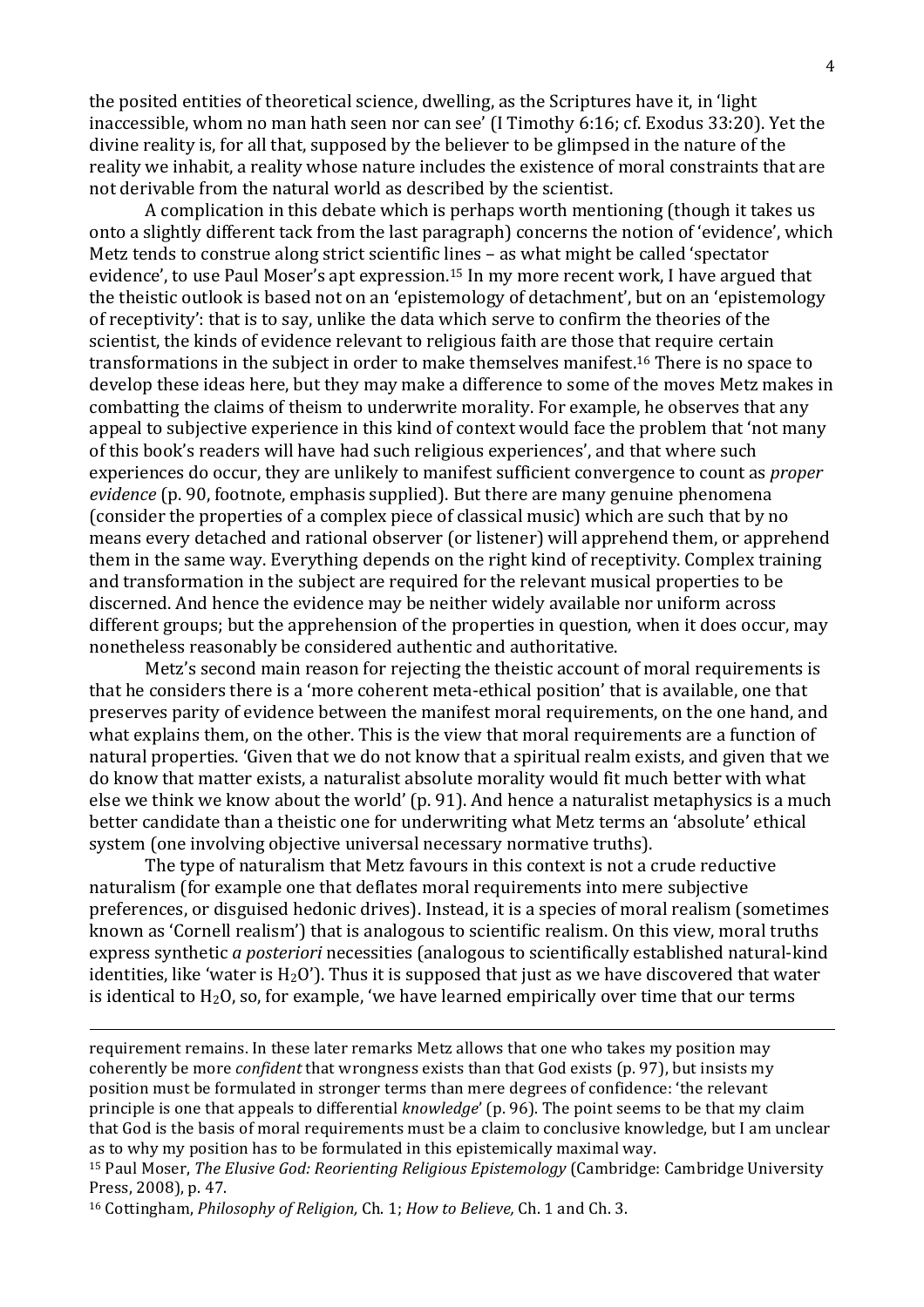the posited entities of theoretical science, dwelling, as the Scriptures have it, in 'light inaccessible, whom no man hath seen nor can see' (I Timothy 6:16; cf. Exodus 33:20). Yet the divine reality is, for all that, supposed by the believer to be glimpsed in the nature of the reality we inhabit, a reality whose nature includes the existence of moral constraints that are not derivable from the natural world as described by the scientist.

A complication in this debate which is perhaps worth mentioning (though it takes us onto a slightly different tack from the last paragraph) concerns the notion of 'evidence', which Metz tends to construe along strict scientific lines – as what might be called 'spectator evidence', to use Paul Moser's apt expression.[15] In my more recent work, I have argued that the theistic outlook is based not on an 'epistemology of detachment', but on an 'epistemology of receptivity': that is to say, unlike the data which serve to confirm the theories of the scientist, the kinds of evidence relevant to religious faith are those that require certain transformations in the subject in order to make themselves manifest.[16] There is no space to develop these ideas here, but they may make a difference to some of the moves Metz makes in combatting the claims of theism to underwrite morality. For example, he observes that any appeal to subjective experience in this kind of context would face the problem that 'not many of this book's readers will have had such religious experiences', and that where such experiences do occur, they are unlikely to manifest sufficient convergence to count as *proper evidence* (p. 90, footnote, emphasis supplied). But there are many genuine phenomena (consider the properties of a complex piece of classical music) which are such that by no means every detached and rational observer (or listener) will apprehend them, or apprehend them in the same way. Everything depends on the right kind of receptivity. Complex training and transformation in the subject are required for the relevant musical properties to be discerned. And hence the evidence may be neither widely available nor uniform across different groups; but the apprehension of the properties in question, when it does occur, may nonetheless reasonably be considered authentic and authoritative.

Metz's second main reason for rejecting the theistic account of moral requirements is that he considers there is a 'more coherent meta-ethical position' that is available, one that preserves parity of evidence between the manifest moral requirements, on the one hand, and what explains them, on the other. This is the view that moral requirements are a function of natural properties. 'Given that we do not know that a spiritual realm exists, and given that we do know that matter exists, a naturalist absolute morality would fit much better with what else we think we know about the world' (p. 91). And hence a naturalist metaphysics is a much better candidate than a theistic one for underwriting what Metz terms an 'absolute' ethical system (one involving objective universal necessary normative truths).

The type of naturalism that Metz favours in this context is not a crude reductive naturalism (for example one that deflates moral requirements into mere subjective preferences, or disguised hedonic drives). Instead, it is a species of moral realism (sometimes known as 'Cornell realism') that is analogous to scientific realism. On this view, moral truths express synthetic *a posteriori* necessities (analogous to scientifically established natural-kind identities, like 'water is $H_2O$'). Thus it is supposed that just as we have discovered that water is identical to $H_2O$, so, for example, 'we have learned empirically over time that our terms

---

requirement remains. In these later remarks Metz allows that one who takes my position may coherently be more *confident* that wrongness exists than that God exists (p. 97), but insists my position must be formulated in stronger terms than mere degrees of confidence: 'the relevant principle is one that appeals to differential *knowledge*' (p. 96). The point seems to be that my claim that God is the basis of moral requirements must be a claim to conclusive knowledge, but I am unclear as to why my position has to be formulated in this epistemically maximal way.

[15] Paul Moser, *The Elusive God: Reorienting Religious Epistemology* (Cambridge: Cambridge University Press, 2008), p. 47.

[16] Cottingham, *Philosophy of Religion,* Ch. 1; *How to Believe,* Ch. 1 and Ch. 3.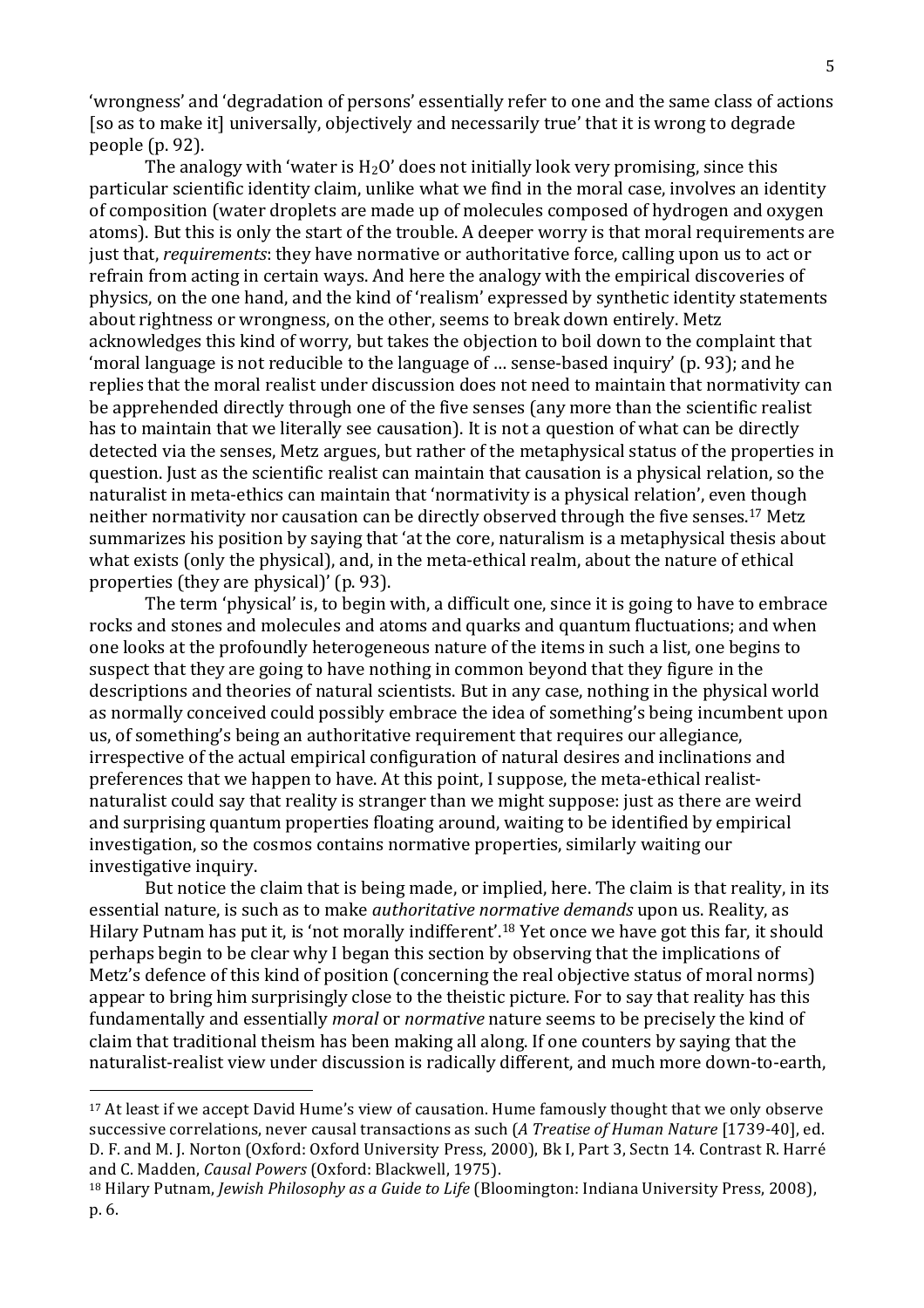'wrongness' and 'degradation of persons' essentially refer to one and the same class of actions [so as to make it] universally, objectively and necessarily true' that it is wrong to degrade people (p. 92).

The analogy with 'water is $H_2O$' does not initially look very promising, since this particular scientific identity claim, unlike what we find in the moral case, involves an identity of composition (water droplets are made up of molecules composed of hydrogen and oxygen atoms). But this is only the start of the trouble. A deeper worry is that moral requirements are just that, *requirements*: they have normative or authoritative force, calling upon us to act or refrain from acting in certain ways. And here the analogy with the empirical discoveries of physics, on the one hand, and the kind of 'realism' expressed by synthetic identity statements about rightness or wrongness, on the other, seems to break down entirely. Metz acknowledges this kind of worry, but takes the objection to boil down to the complaint that 'moral language is not reducible to the language of … sense-based inquiry' (p. 93); and he replies that the moral realist under discussion does not need to maintain that normativity can be apprehended directly through one of the five senses (any more than the scientific realist has to maintain that we literally see causation). It is not a question of what can be directly detected via the senses, Metz argues, but rather of the metaphysical status of the properties in question. Just as the scientific realist can maintain that causation is a physical relation, so the naturalist in meta-ethics can maintain that 'normativity is a physical relation', even though neither normativity nor causation can be directly observed through the five senses.[17] Metz summarizes his position by saying that 'at the core, naturalism is a metaphysical thesis about what exists (only the physical), and, in the meta-ethical realm, about the nature of ethical properties (they are physical)' (p. 93).

The term 'physical' is, to begin with, a difficult one, since it is going to have to embrace rocks and stones and molecules and atoms and quarks and quantum fluctuations; and when one looks at the profoundly heterogeneous nature of the items in such a list, one begins to suspect that they are going to have nothing in common beyond that they figure in the descriptions and theories of natural scientists. But in any case, nothing in the physical world as normally conceived could possibly embrace the idea of something's being incumbent upon us, of something's being an authoritative requirement that requires our allegiance, irrespective of the actual empirical configuration of natural desires and inclinations and preferences that we happen to have. At this point, I suppose, the meta-ethical realist-naturalist could say that reality is stranger than we might suppose: just as there are weird and surprising quantum properties floating around, waiting to be identified by empirical investigation, so the cosmos contains normative properties, similarly waiting our investigative inquiry.

But notice the claim that is being made, or implied, here. The claim is that reality, in its essential nature, is such as to make *authoritative normative demands* upon us. Reality, as Hilary Putnam has put it, is 'not morally indifferent'.[18] Yet once we have got this far, it should perhaps begin to be clear why I began this section by observing that the implications of Metz's defence of this kind of position (concerning the real objective status of moral norms) appear to bring him surprisingly close to the theistic picture. For to say that reality has this fundamentally and essentially *moral* or *normative* nature seems to be precisely the kind of claim that traditional theism has been making all along. If one counters by saying that the naturalist-realist view under discussion is radically different, and much more down-to-earth,

---

[17] At least if we accept David Hume's view of causation. Hume famously thought that we only observe successive correlations, never causal transactions as such (*A Treatise of Human Nature* [1739-40], ed. D. F. and M. J. Norton (Oxford: Oxford University Press, 2000), Bk I, Part 3, Sectn 14. Contrast R. Harré and C. Madden, *Causal Powers* (Oxford: Blackwell, 1975).

[18] Hilary Putnam, *Jewish Philosophy as a Guide to Life* (Bloomington: Indiana University Press, 2008), p. 6.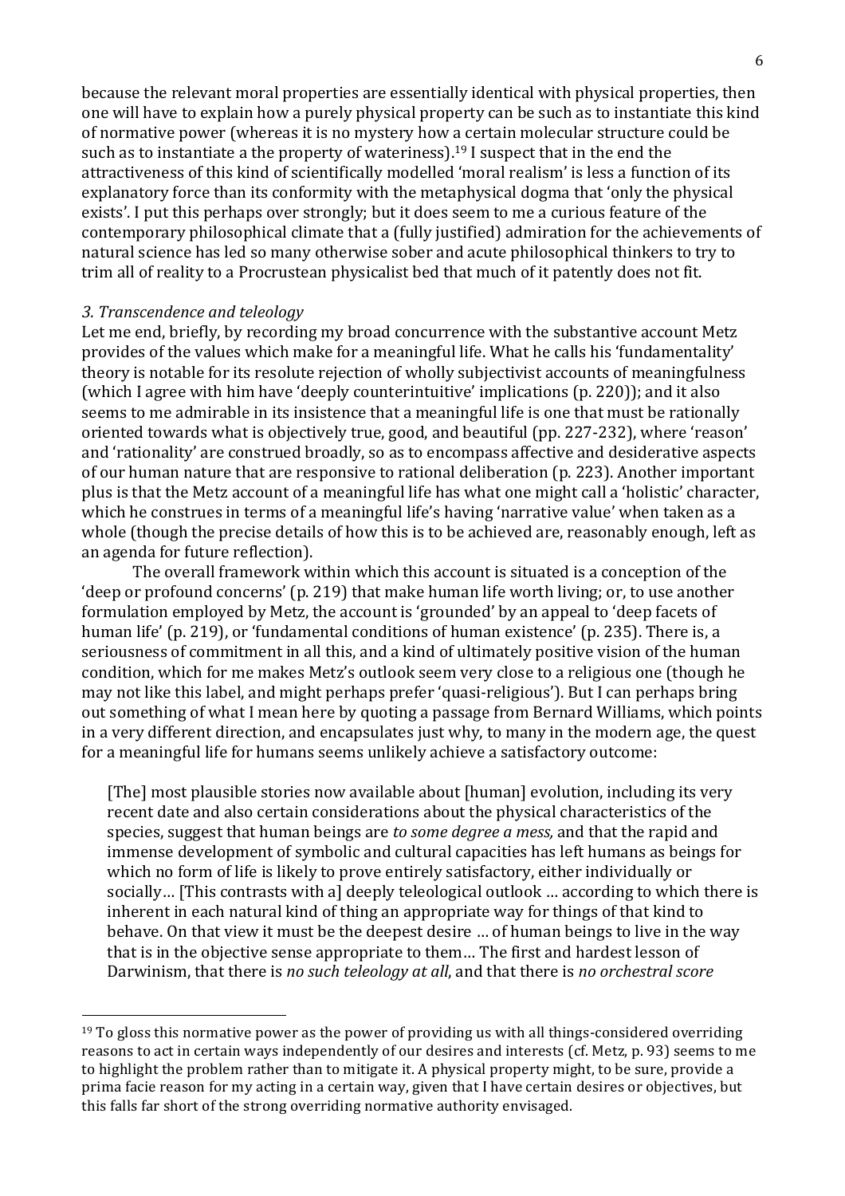because the relevant moral properties are essentially identical with physical properties, then one will have to explain how a purely physical property can be such as to instantiate this kind of normative power (whereas it is no mystery how a certain molecular structure could be such as to instantiate a the property of wateriness).[19] I suspect that in the end the attractiveness of this kind of scientifically modelled 'moral realism' is less a function of its explanatory force than its conformity with the metaphysical dogma that 'only the physical exists'. I put this perhaps over strongly; but it does seem to me a curious feature of the contemporary philosophical climate that a (fully justified) admiration for the achievements of natural science has led so many otherwise sober and acute philosophical thinkers to try to trim all of reality to a Procrustean physicalist bed that much of it patently does not fit.

### *3. Transcendence and teleology*

Let me end, briefly, by recording my broad concurrence with the substantive account Metz provides of the values which make for a meaningful life. What he calls his 'fundamentality' theory is notable for its resolute rejection of wholly subjectivist accounts of meaningfulness (which I agree with him have 'deeply counterintuitive' implications (p. 220)); and it also seems to me admirable in its insistence that a meaningful life is one that must be rationally oriented towards what is objectively true, good, and beautiful (pp. 227-232), where 'reason' and 'rationality' are construed broadly, so as to encompass affective and desiderative aspects of our human nature that are responsive to rational deliberation (p. 223). Another important plus is that the Metz account of a meaningful life has what one might call a 'holistic' character, which he construes in terms of a meaningful life's having 'narrative value' when taken as a whole (though the precise details of how this is to be achieved are, reasonably enough, left as an agenda for future reflection).

The overall framework within which this account is situated is a conception of the 'deep or profound concerns' (p. 219) that make human life worth living; or, to use another formulation employed by Metz, the account is 'grounded' by an appeal to 'deep facets of human life' (p. 219), or 'fundamental conditions of human existence' (p. 235). There is, a seriousness of commitment in all this, and a kind of ultimately positive vision of the human condition, which for me makes Metz's outlook seem very close to a religious one (though he may not like this label, and might perhaps prefer 'quasi-religious'). But I can perhaps bring out something of what I mean here by quoting a passage from Bernard Williams, which points in a very different direction, and encapsulates just why, to many in the modern age, the quest for a meaningful life for humans seems unlikely achieve a satisfactory outcome:

> [The] most plausible stories now available about [human] evolution, including its very recent date and also certain considerations about the physical characteristics of the species, suggest that human beings are *to some degree a mess,* and that the rapid and immense development of symbolic and cultural capacities has left humans as beings for which no form of life is likely to prove entirely satisfactory, either individually or socially… [This contrasts with a] deeply teleological outlook … according to which there is inherent in each natural kind of thing an appropriate way for things of that kind to behave. On that view it must be the deepest desire … of human beings to live in the way that is in the objective sense appropriate to them… The first and hardest lesson of Darwinism, that there is *no such teleology at all*, and that there is *no orchestral score*

[19] To gloss this normative power as the power of providing us with all things-considered overriding reasons to act in certain ways independently of our desires and interests (cf. Metz, p. 93) seems to me to highlight the problem rather than to mitigate it. A physical property might, to be sure, provide a prima facie reason for my acting in a certain way, given that I have certain desires or objectives, but this falls far short of the strong overriding normative authority envisaged.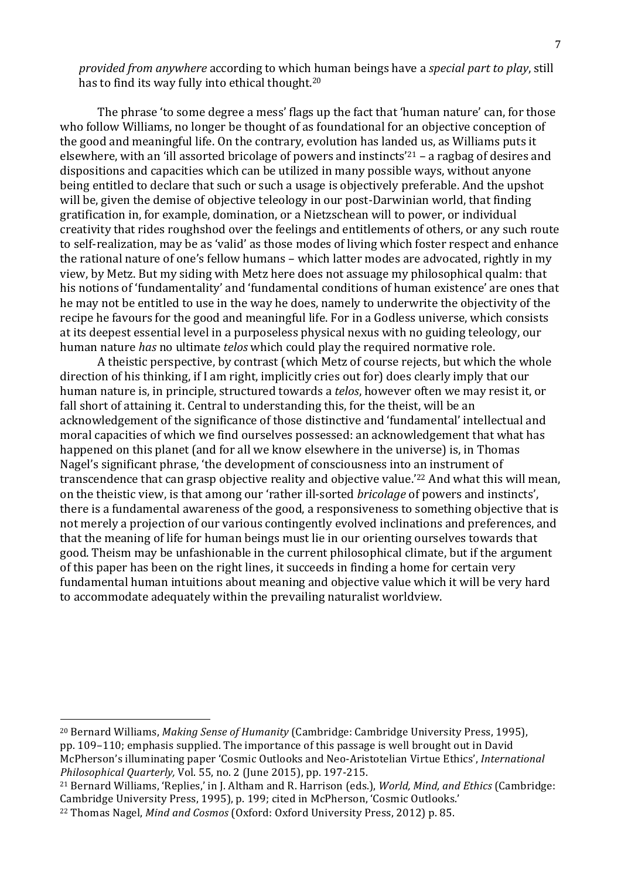*provided from anywhere* according to which human beings have a *special part to play*, still has to find its way fully into ethical thought.[20]

The phrase 'to some degree a mess' flags up the fact that 'human nature' can, for those who follow Williams, no longer be thought of as foundational for an objective conception of the good and meaningful life. On the contrary, evolution has landed us, as Williams puts it elsewhere, with an 'ill assorted bricolage of powers and instincts'[21] – a ragbag of desires and dispositions and capacities which can be utilized in many possible ways, without anyone being entitled to declare that such or such a usage is objectively preferable. And the upshot will be, given the demise of objective teleology in our post-Darwinian world, that finding gratification in, for example, domination, or a Nietzschean will to power, or individual creativity that rides roughshod over the feelings and entitlements of others, or any such route to self-realization, may be as 'valid' as those modes of living which foster respect and enhance the rational nature of one's fellow humans – which latter modes are advocated, rightly in my view, by Metz. But my siding with Metz here does not assuage my philosophical qualm: that his notions of 'fundamentality' and 'fundamental conditions of human existence' are ones that he may not be entitled to use in the way he does, namely to underwrite the objectivity of the recipe he favours for the good and meaningful life. For in a Godless universe, which consists at its deepest essential level in a purposeless physical nexus with no guiding teleology, our human nature *has* no ultimate *telos* which could play the required normative role.

A theistic perspective, by contrast (which Metz of course rejects, but which the whole direction of his thinking, if I am right, implicitly cries out for) does clearly imply that our human nature is, in principle, structured towards a *telos*, however often we may resist it, or fall short of attaining it. Central to understanding this, for the theist, will be an acknowledgement of the significance of those distinctive and 'fundamental' intellectual and moral capacities of which we find ourselves possessed: an acknowledgement that what has happened on this planet (and for all we know elsewhere in the universe) is, in Thomas Nagel's significant phrase, 'the development of consciousness into an instrument of transcendence that can grasp objective reality and objective value.'[22] And what this will mean, on the theistic view, is that among our 'rather ill-sorted *bricolage* of powers and instincts', there is a fundamental awareness of the good, a responsiveness to something objective that is not merely a projection of our various contingently evolved inclinations and preferences, and that the meaning of life for human beings must lie in our orienting ourselves towards that good. Theism may be unfashionable in the current philosophical climate, but if the argument of this paper has been on the right lines, it succeeds in finding a home for certain very fundamental human intuitions about meaning and objective value which it will be very hard to accommodate adequately within the prevailing naturalist worldview.

---

[20] Bernard Williams, *Making Sense of Humanity* (Cambridge: Cambridge University Press, 1995), pp. 109–110; emphasis supplied. The importance of this passage is well brought out in David McPherson's illuminating paper 'Cosmic Outlooks and Neo-Aristotelian Virtue Ethics', *International Philosophical Quarterly,* Vol. 55, no. 2 (June 2015), pp. 197-215.

[21] Bernard Williams, 'Replies,' in J. Altham and R. Harrison (eds.), *World, Mind, and Ethics* (Cambridge: Cambridge University Press, 1995), p. 199; cited in McPherson, 'Cosmic Outlooks.'

[22] Thomas Nagel, *Mind and Cosmos* (Oxford: Oxford University Press, 2012) p. 85.